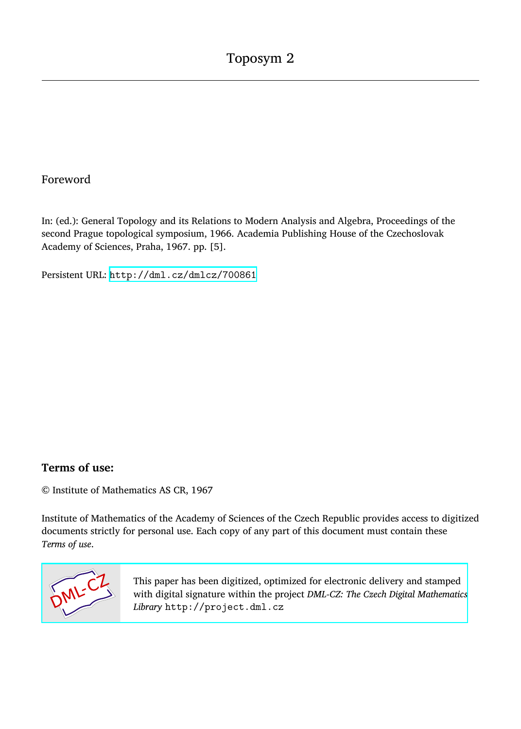# Toposym 2

## Foreword

In: (ed.): General Topology and its Relations to Modern Analysis and Algebra, Proceedings of the second Prague topological symposium, 1966. Academia Publishing House of the Czechoslovak Academy of Sciences, Praha, 1967. pp. [5].

Persistent URL: http://dml.cz/dmlcz/700861

### Terms of use:

© Institute of Mathematics AS CR, 1967

Institute of Mathematics of the Academy of Sciences of the Czech Republic provides access to digitized documents strictly for personal use. Each copy of any part of this document must contain these *Terms of use*.

This paper has been digitized, optimized for electronic delivery and stamped with digital signature within the project *DML-CZ: The Czech Digital Mathematics Library* http://project.dml.cz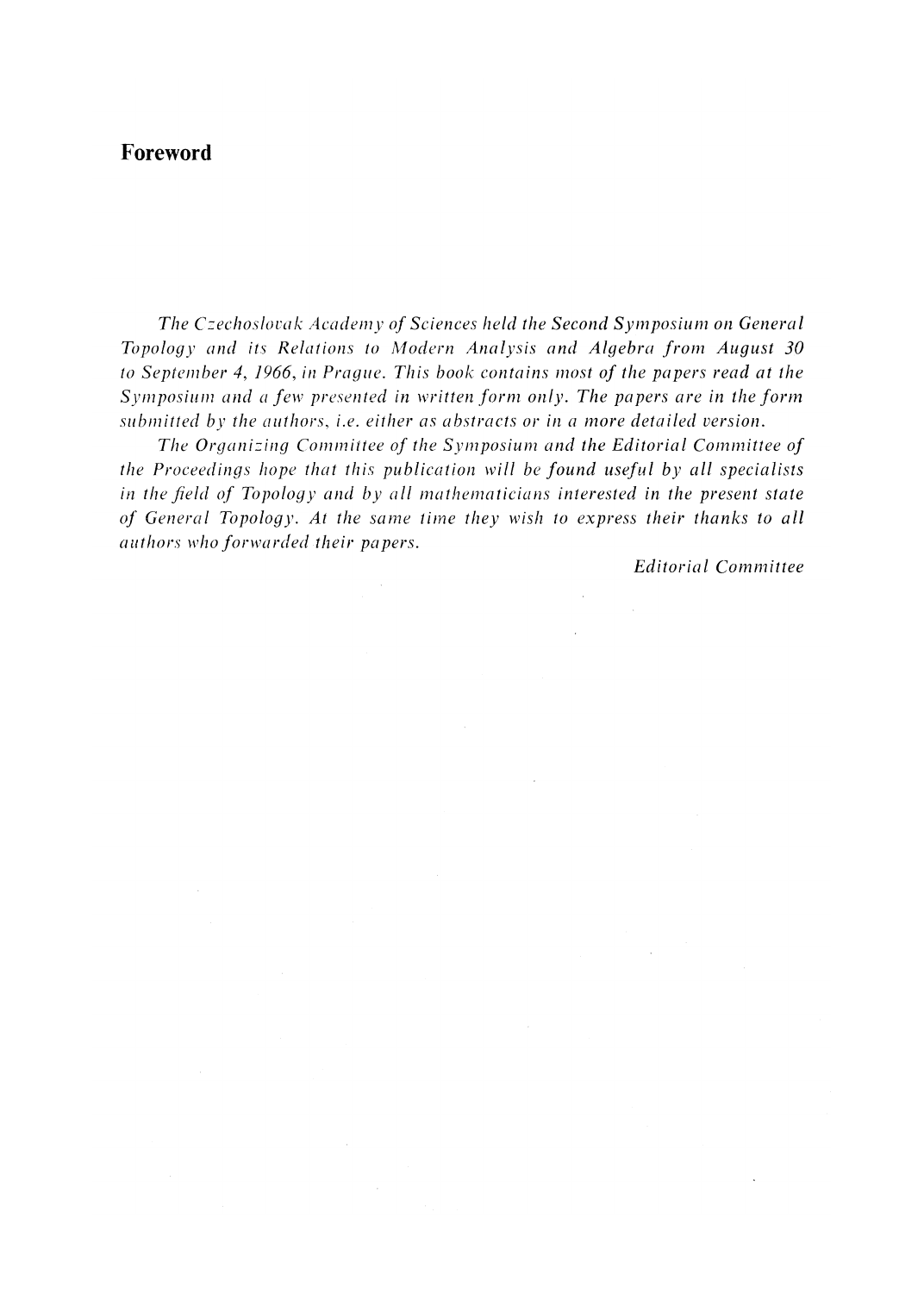# Foreword

*The Czechoslovak Academy of Sciences held the Second Symposium on General Topology and its Relations to Modern Analysis and Algebra from August 30 to September 4, 1966, in Prague. This book contains most of the papers read at the Symposium and a few presented in written form only. The papers are in the form submitted by the authors, i.e. either as abstracts or in a more detailed version.*

*The Organizing Committee of the Symposium and the Editorial Committee of the Proceedings hope that this publication will be found useful by all specialists in the field of Topology and by all mathematicians interested in the present state of General Topology. At the same time they wish to express their thanks to all authors who forwarded their papers.*

*Editorial Committee*